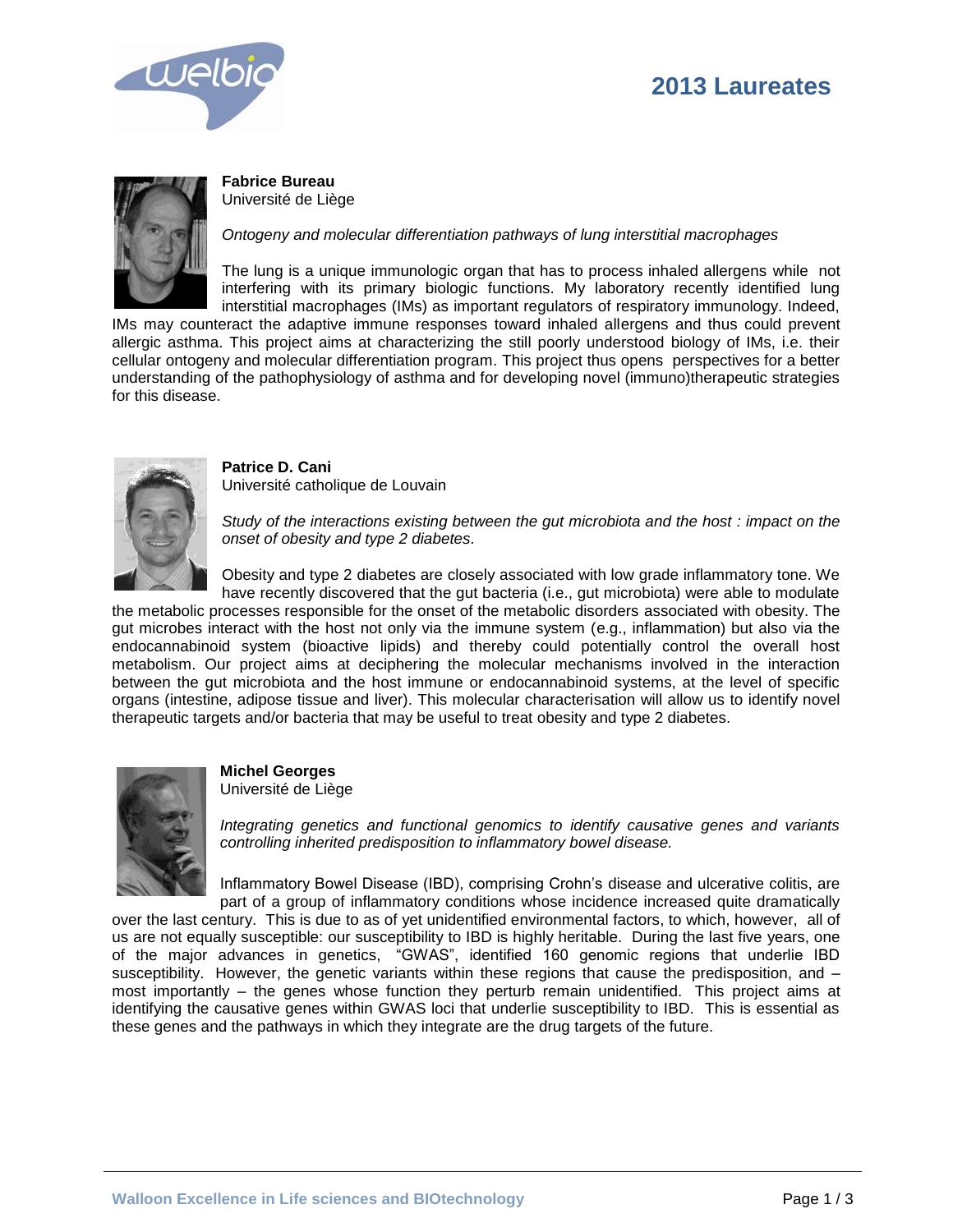# 2013 Laureates

**Fabrice Bureau**
Université de Liège

*Ontogeny and molecular differentiation pathways of lung interstitial macrophages*

The lung is a unique immunologic organ that has to process inhaled allergens while not interfering with its primary biologic functions. My laboratory recently identified lung interstitial macrophages (IMs) as important regulators of respiratory immunology. Indeed, IMs may counteract the adaptive immune responses toward inhaled allergens and thus could prevent allergic asthma. This project aims at characterizing the still poorly understood biology of IMs, i.e. their cellular ontogeny and molecular differentiation program. This project thus opens perspectives for a better understanding of the pathophysiology of asthma and for developing novel (immuno)therapeutic strategies for this disease.

**Patrice D. Cani**
Université catholique de Louvain

*Study of the interactions existing between the gut microbiota and the host : impact on the onset of obesity and type 2 diabetes.*

Obesity and type 2 diabetes are closely associated with low grade inflammatory tone. We have recently discovered that the gut bacteria (i.e., gut microbiota) were able to modulate the metabolic processes responsible for the onset of the metabolic disorders associated with obesity. The gut microbes interact with the host not only via the immune system (e.g., inflammation) but also via the endocannabinoid system (bioactive lipids) and thereby could potentially control the overall host metabolism. Our project aims at deciphering the molecular mechanisms involved in the interaction between the gut microbiota and the host immune or endocannabinoid systems, at the level of specific organs (intestine, adipose tissue and liver). This molecular characterisation will allow us to identify novel therapeutic targets and/or bacteria that may be useful to treat obesity and type 2 diabetes.

**Michel Georges**
Université de Liège

*Integrating genetics and functional genomics to identify causative genes and variants controlling inherited predisposition to inflammatory bowel disease.*

Inflammatory Bowel Disease (IBD), comprising Crohn's disease and ulcerative colitis, are part of a group of inflammatory conditions whose incidence increased quite dramatically over the last century. This is due to as of yet unidentified environmental factors, to which, however, all of us are not equally susceptible: our susceptibility to IBD is highly heritable. During the last five years, one of the major advances in genetics, "GWAS", identified 160 genomic regions that underlie IBD susceptibility. However, the genetic variants within these regions that cause the predisposition, and – most importantly – the genes whose function they perturb remain unidentified. This project aims at identifying the causative genes within GWAS loci that underlie susceptibility to IBD. This is essential as these genes and the pathways in which they integrate are the drug targets of the future.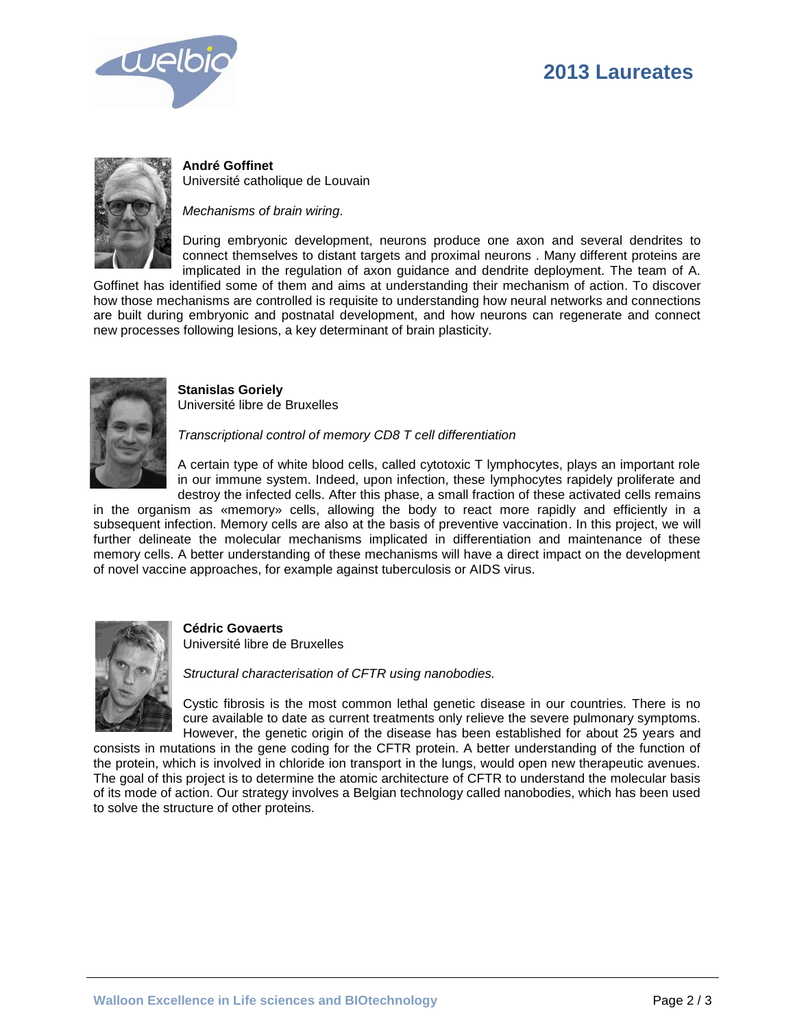# 2013 Laureates

**André Goffinet**
Université catholique de Louvain

*Mechanisms of brain wiring.*

During embryonic development, neurons produce one axon and several dendrites to connect themselves to distant targets and proximal neurons . Many different proteins are implicated in the regulation of axon guidance and dendrite deployment. The team of A. Goffinet has identified some of them and aims at understanding their mechanism of action. To discover how those mechanisms are controlled is requisite to understanding how neural networks and connections are built during embryonic and postnatal development, and how neurons can regenerate and connect new processes following lesions, a key determinant of brain plasticity.

**Stanislas Goriely**
Université libre de Bruxelles

*Transcriptional control of memory CD8 T cell differentiation*

A certain type of white blood cells, called cytotoxic T lymphocytes, plays an important role in our immune system. Indeed, upon infection, these lymphocytes rapidely proliferate and destroy the infected cells. After this phase, a small fraction of these activated cells remains in the organism as «memory» cells, allowing the body to react more rapidly and efficiently in a subsequent infection. Memory cells are also at the basis of preventive vaccination. In this project, we will further delineate the molecular mechanisms implicated in differentiation and maintenance of these memory cells. A better understanding of these mechanisms will have a direct impact on the development of novel vaccine approaches, for example against tuberculosis or AIDS virus.

**Cédric Govaerts**
Université libre de Bruxelles

*Structural characterisation of CFTR using nanobodies.*

Cystic fibrosis is the most common lethal genetic disease in our countries. There is no cure available to date as current treatments only relieve the severe pulmonary symptoms. However, the genetic origin of the disease has been established for about 25 years and consists in mutations in the gene coding for the CFTR protein. A better understanding of the function of the protein, which is involved in chloride ion transport in the lungs, would open new therapeutic avenues. The goal of this project is to determine the atomic architecture of CFTR to understand the molecular basis of its mode of action. Our strategy involves a Belgian technology called nanobodies, which has been used to solve the structure of other proteins.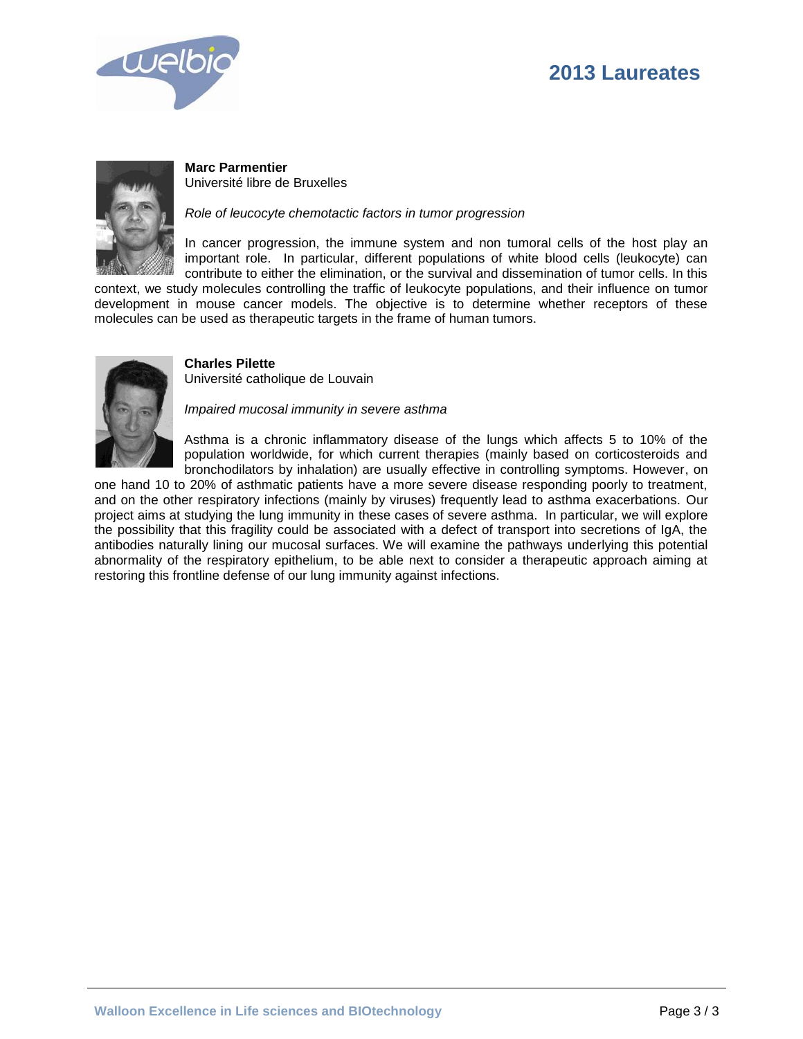## 2013 Laureates

**Marc Parmentier**
Université libre de Bruxelles

*Role of leucocyte chemotactic factors in tumor progression*

In cancer progression, the immune system and non tumoral cells of the host play an important role. In particular, different populations of white blood cells (leukocyte) can contribute to either the elimination, or the survival and dissemination of tumor cells. In this context, we study molecules controlling the traffic of leukocyte populations, and their influence on tumor development in mouse cancer models. The objective is to determine whether receptors of these molecules can be used as therapeutic targets in the frame of human tumors.

**Charles Pilette**
Université catholique de Louvain

*Impaired mucosal immunity in severe asthma*

Asthma is a chronic inflammatory disease of the lungs which affects 5 to 10% of the population worldwide, for which current therapies (mainly based on corticosteroids and bronchodilators by inhalation) are usually effective in controlling symptoms. However, on one hand 10 to 20% of asthmatic patients have a more severe disease responding poorly to treatment, and on the other respiratory infections (mainly by viruses) frequently lead to asthma exacerbations. Our project aims at studying the lung immunity in these cases of severe asthma. In particular, we will explore the possibility that this fragility could be associated with a defect of transport into secretions of IgA, the antibodies naturally lining our mucosal surfaces. We will examine the pathways underlying this potential abnormality of the respiratory epithelium, to be able next to consider a therapeutic approach aiming at restoring this frontline defense of our lung immunity against infections.